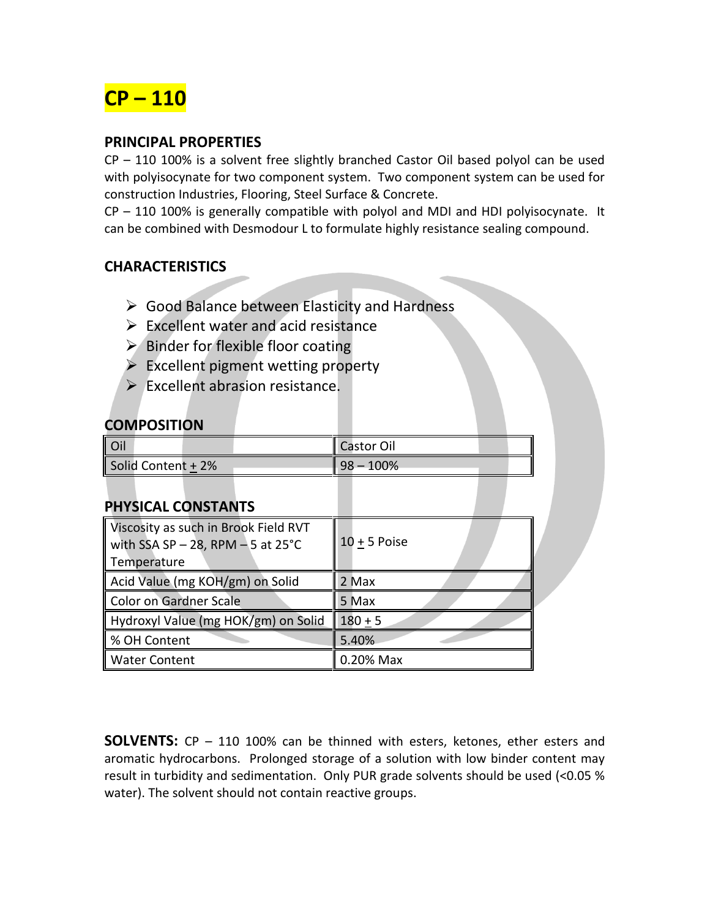# CP – 110

## PRINCIPAL PROPERTIES

CP – 110 100% is a solvent free slightly branched Castor Oil based polyol can be used with polyisocynate for two component system. Two component system can be used for construction Industries, Flooring, Steel Surface & Concrete.

CP – 110 100% is generally compatible with polyol and MDI and HDI polyisocynate. It can be combined with Desmodour L to formulate highly resistance sealing compound.

## CHARACTERISTICS

- Good Balance between Elasticity and Hardness
- Excellent water and acid resistance
- Binder for flexible floor coating
- Excellent pigment wetting property
- Excellent abrasion resistance.

## COMPOSITION

| | |
|---|---|
| Oil | Castor Oil |
| Solid Content ± 2% | 98 – 100% |

## PHYSICAL CONSTANTS

| | |
|---|---|
| Viscosity as such in Brook Field RVT with SSA SP – 28, RPM – 5 at 25°C Temperature | 10 ± 5 Poise |
| Acid Value (mg KOH/gm) on Solid | 2 Max |
| Color on Gardner Scale | 5 Max |
| Hydroxyl Value (mg HOK/gm) on Solid | 180 ± 5 |
| % OH Content | 5.40% |
| Water Content | 0.20% Max |

**SOLVENTS:** CP – 110 100% can be thinned with esters, ketones, ether esters and aromatic hydrocarbons. Prolonged storage of a solution with low binder content may result in turbidity and sedimentation. Only PUR grade solvents should be used (<0.05 % water). The solvent should not contain reactive groups.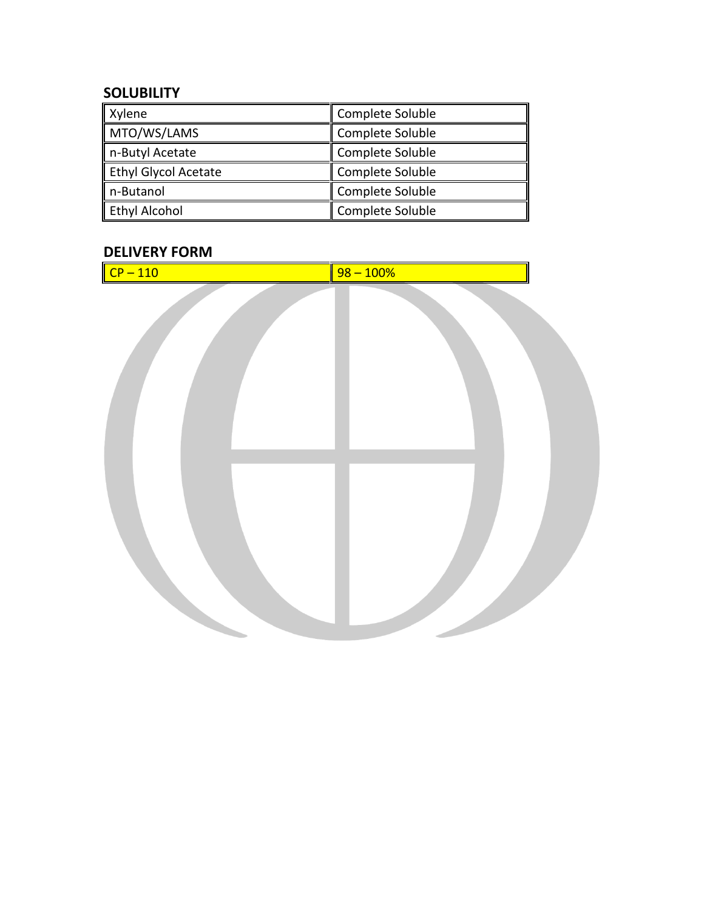## SOLUBILITY

| | |
|---|---|
| Xylene | Complete Soluble |
| MTO/WS/LAMS | Complete Soluble |
| n-Butyl Acetate | Complete Soluble |
| Ethyl Glycol Acetate | Complete Soluble |
| n-Butanol | Complete Soluble |
| Ethyl Alcohol | Complete Soluble |

## DELIVERY FORM

| | |
|---|---|
| CP – 110 | 98 – 100% |